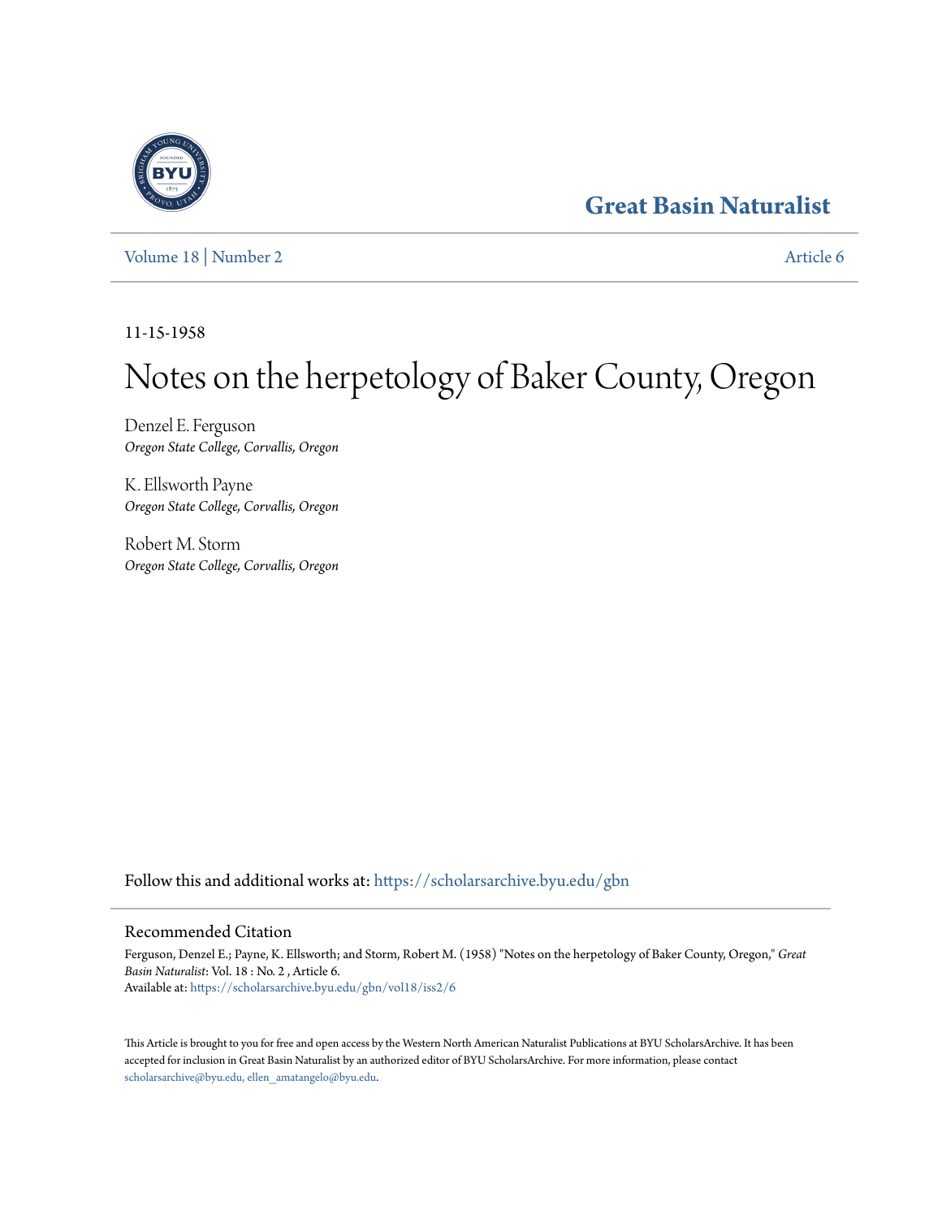# Great Basin Naturalist

Volume 18 | Number 2

Article 6

11-15-1958

# Notes on the herpetology of Baker County, Oregon

Denzel E. Ferguson
*Oregon State College, Corvallis, Oregon*

K. Ellsworth Payne
*Oregon State College, Corvallis, Oregon*

Robert M. Storm
*Oregon State College, Corvallis, Oregon*

Follow this and additional works at: https://scholarsarchive.byu.edu/gbn

## Recommended Citation

Ferguson, Denzel E.; Payne, K. Ellsworth; and Storm, Robert M. (1958) "Notes on the herpetology of Baker County, Oregon," *Great Basin Naturalist*: Vol. 18 : No. 2 , Article 6.
Available at: https://scholarsarchive.byu.edu/gbn/vol18/iss2/6

This Article is brought to you for free and open access by the Western North American Naturalist Publications at BYU ScholarsArchive. It has been accepted for inclusion in Great Basin Naturalist by an authorized editor of BYU ScholarsArchive. For more information, please contact scholarsarchive@byu.edu, ellen_amatangelo@byu.edu.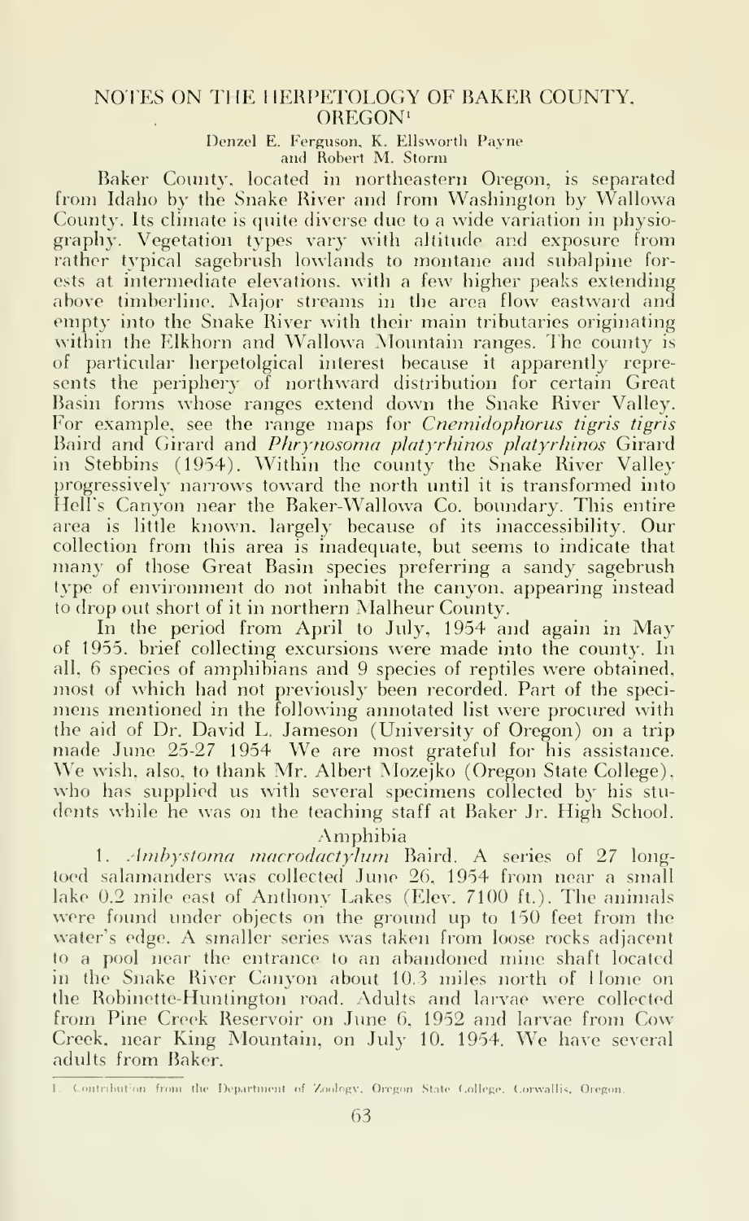# NOTES ON THE HERPETOLOGY OF BAKER COUNTY, OREGON[1]

Denzel E. Ferguson, K. Ellsworth Payne and Robert M. Storm

Baker County, located in northeastern Oregon, is separated from Idaho by the Snake River and from Washington by Wallowa County. Its climate is quite diverse due to a wide variation in physiography. Vegetation types vary with altitude and exposure from rather typical sagebrush lowlands to montane and subalpine forests at intermediate elevations, with a few higher peaks extending above timberline. Major streams in the area flow eastward and empty into the Snake River with their main tributaries originating within the Elkhorn and Wallowa Mountain ranges. The county is of particular herpetolgical interest because it apparently represents the periphery of northward distribution for certain Great Basin forms whose ranges extend down the Snake River Valley. For example, see the range maps for *Cnemidophorus tigris tigris* Baird and Girard and *Phrynosoma platyrhinos platyrhinos* Girard in Stebbins (1954). Within the county the Snake River Valley progressively narrows toward the north until it is transformed into Hell's Canyon near the Baker-Wallowa Co. boundary. This entire area is little known, largely because of its inaccessibility. Our collection from this area is inadequate, but seems to indicate that many of those Great Basin species preferring a sandy sagebrush type of environment do not inhabit the canyon, appearing instead to drop out short of it in northern Malheur County.

In the period from April to July, 1954 and again in May of 1955, brief collecting excursions were made into the county. In all, 6 species of amphibians and 9 species of reptiles were obtained, most of which had not previously been recorded. Part of the specimens mentioned in the following annotated list were procured with the aid of Dr. David L. Jameson (University of Oregon) on a trip made June 25-27 1954 We are most grateful for his assistance. We wish, also, to thank Mr. Albert Mozejko (Oregon State College), who has supplied us with several specimens collected by his students while he was on the teaching staff at Baker Jr. High School.

## Amphibia

1. *Ambystoma macrodactylum* Baird. A series of 27 long-toed salamanders was collected June 26, 1954 from near a small lake 0.2 mile east of Anthony Lakes (Elev. 7100 ft.). The animals were found under objects on the ground up to 150 feet from the water's edge. A smaller series was taken from loose rocks adjacent to a pool near the entrance to an abandoned mine shaft located in the Snake River Canyon about 10.3 miles north of Home on the Robinette-Huntington road. Adults and larvae were collected from Pine Creek Reservoir on June 6, 1952 and larvae from Cow Creek, near King Mountain, on July 10, 1954. We have several adults from Baker.

[1] Contribution from the Department of Zoology, Oregon State College, Corwallis, Oregon.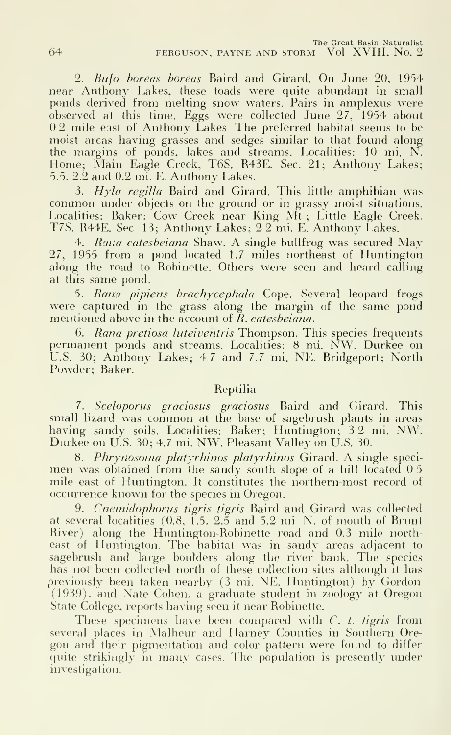2. *Bufo boreas boreas* Baird and Girard. On June 20, 1954 near Anthony Lakes, these toads were quite abundant in small ponds derived from melting snow waters. Pairs in amplexus were observed at this time. Eggs were collected June 27, 1954 about 0.2 mile east of Anthony Lakes. The preferred habitat seems to be moist areas having grasses and sedges similar to that found along the margins of ponds, lakes and streams. Localities: 10 mi. N. Home; Main Eagle Creek, T6S. R43E. Sec. 21; Anthony Lakes; 5.5. 2.2 and 0.2 mi. E. Anthony Lakes.

3. *Hyla regilla* Baird and Girard. This little amphibian was common under objects on the ground or in grassy moist situations. Localities: Baker; Cow Creek near King Mt.; Little Eagle Creek. T7S. R44E. Sec. 13; Anthony Lakes; 2.2 mi. E. Anthony Lakes.

4. *Rana catesbeiana* Shaw. A single bullfrog was secured May 27, 1955 from a pond located 1.7 miles northeast of Huntington along the road to Robinette. Others were seen and heard calling at this same pond.

5. *Rana pipiens brachycephala* Cope. Several leopard frogs were captured in the grass along the margin of the same pond mentioned above in the account of *R. catesbeiana*.

6. *Rana pretiosa luteiventris* Thompson. This species frequents permanent ponds and streams. Localities: 8 mi. NW. Durkee on U.S. 30; Anthony Lakes; 4.7 and 7.7 mi. NE. Bridgeport; North Powder; Baker.

## Reptilia

7. *Sceloporus graciosus graciosus* Baird and Girard. This small lizard was common at the base of sagebrush plants in areas having sandy soils. Localities: Baker; Huntington; 3.2 mi. NW. Durkee on U.S. 30; 4.7 mi. NW. Pleasant Valley on U.S. 30.

8. *Phrynosoma platyrhinos platyrhinos* Girard. A single specimen was obtained from the sandy south slope of a hill located 0.5 mile east of Huntington. It constitutes the northern-most record of occurrence known for the species in Oregon.

9. *Cnemidophorus tigris tigris* Baird and Girard was collected at several localities (0.8, 1.5, 2.5 and 5.2 mi. N. of mouth of Brunt River) along the Huntington-Robinette road and 0.3 mile northeast of Huntington. The habitat was in sandy areas adjacent to sagebrush and large boulders along the river bank. The species has not been collected north of these collection sites although it has previously been taken nearby (3 mi. NE. Huntington) by Gordon (1939), and Nate Cohen, a graduate student in zoology at Oregon State College, reports having seen it near Robinette.

These specimens have been compared with *C. t. tigris* from several places in Malheur and Harney Counties in Southern Oregon and their pigmentation and color pattern were found to differ quite strikingly in many cases. The population is presently under investigation.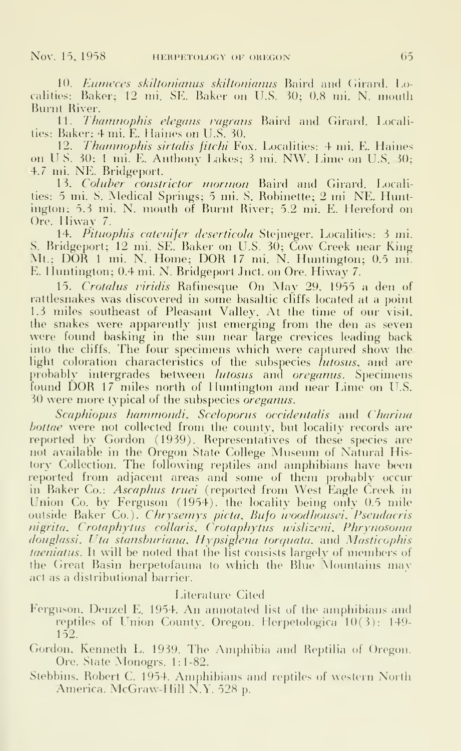10. *Eumeces skiltonianus skiltonianus* Baird and Girard. Localities: Baker; 12 mi. SE. Baker on U.S. 30; 0.8 mi. N. mouth Burnt River.

11. *Thamnophis elegans vagrans* Baird and Girard. Localities: Baker; 4 mi. E. Haines on U.S. 30.

12. *Thamnophis sirtalis fitchi* Fox. Localities: 4 mi. E. Haines on U.S. 30; 1 mi. E. Anthony Lakes; 3 mi. NW. Lime on U.S. 30; 4.7 mi. NE. Bridgeport.

13. *Coluber constrictor mormon* Baird and Girard. Localities: 5 mi. S. Medical Springs; 5 mi. S. Robinette; 2 mi NE. Huntington; 5.3 mi. N. mouth of Burnt River; 5.2 mi. E. Hereford on Ore. Hiway 7.

14. *Pituophis catenifer deserticola* Stejneger. Localities: 3 mi. S. Bridgeport; 12 mi. SE. Baker on U.S. 30; Cow Creek near King Mt.; DOR 1 mi. N. Home; DOR 17 mi. N. Huntington; 0.5 mi. E. Huntington; 0.4 mi. N. Bridgeport Jnct. on Ore. Hiway 7.

15. *Crotalus viridis* Rafinesque On May 29, 1955 a den of rattlesnakes was discovered in some basaltic cliffs located at a point 1.3 miles southeast of Pleasant Valley. At the time of our visit, the snakes were apparently just emerging from the den as seven were found basking in the sun near large crevices leading back into the cliffs. The four specimens which were captured show the light coloration characteristics of the subspecies *lutosus*, and are probably intergrades between *lutosus* and *oreganus*. Specimens found DOR 17 miles north of Huntington and near Lime on U.S. 30 were more typical of the subspecies *oreganus*.

*Scaphiopus hammondi*, *Sceloporus occidentalis* and *Charina bottae* were not collected from the county, but locality records are reported by Gordon (1939). Representatives of these species are not available in the Oregon State College Museum of Natural History Collection. The following reptiles and amphibians have been reported from adjacent areas and some of them probably occur in Baker Co.: *Ascaphus truei* (reported from West Eagle Creek in Union Co. by Ferguson (1954), the locality being only 0.5 mile outside Baker Co.). *Chrysemys picta*, *Bufo woodhousei*, *Pseudacris nigrita*, *Crotaphytus collaris*, *Crotaphytus wislizeni*, *Phrynosoma douglassi*, *Uta stansburiana*, *Hypsiglena torquata*, and *Masticophis taeniatus*. It will be noted that the list consists largely of members of the Great Basin herpetofauna to which the Blue Mountains may act as a distributional barrier.

## Literature Cited

Ferguson, Denzel E. 1954. An annotated list of the amphibians and reptiles of Union County, Oregon. Herpetologica 10(3): 149-152.

Gordon, Kenneth L. 1939. The Amphibia and Reptilia of Oregon. Ore. State Monogrs. 1:1-82.

Stebbins, Robert C. 1954. Amphibians and reptiles of western North America. McGraw-Hill N.Y. 528 p.